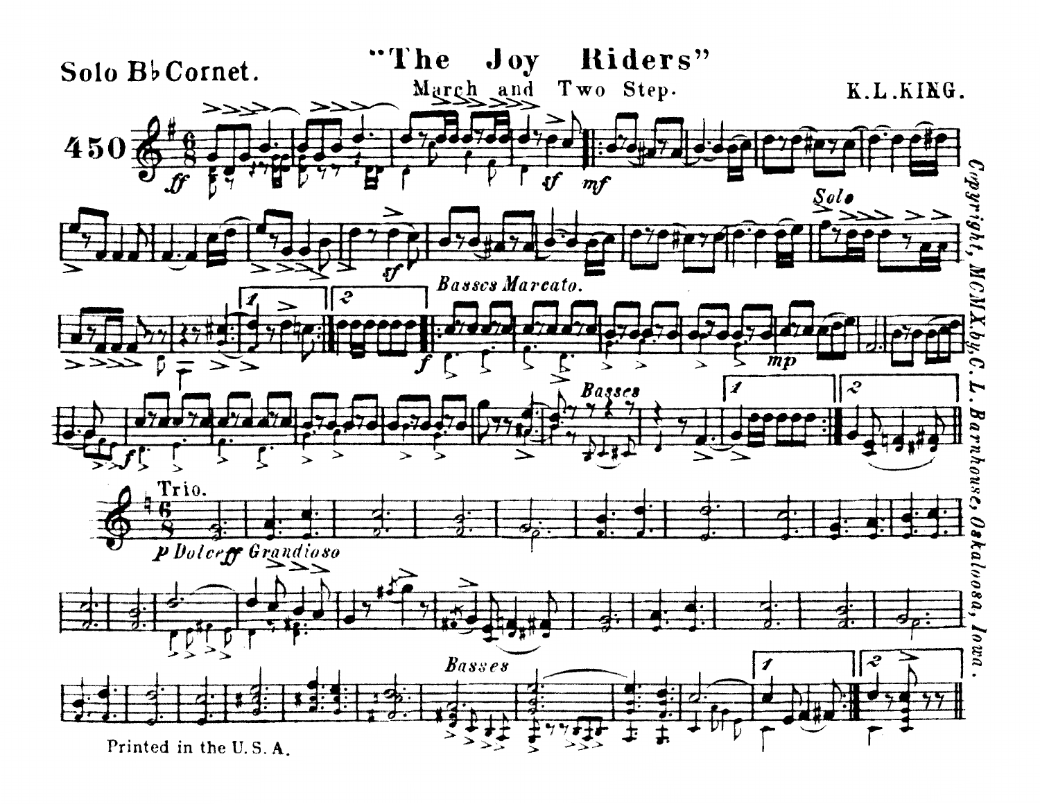Solo B♭ Cornet.

# "The Joy Riders"

March and Two Step.

K. L. KING.

450

Copyright, MCMXI, by C. L. Barnhouse, Oskaloosa, Iowa.

Printed in the U. S. A.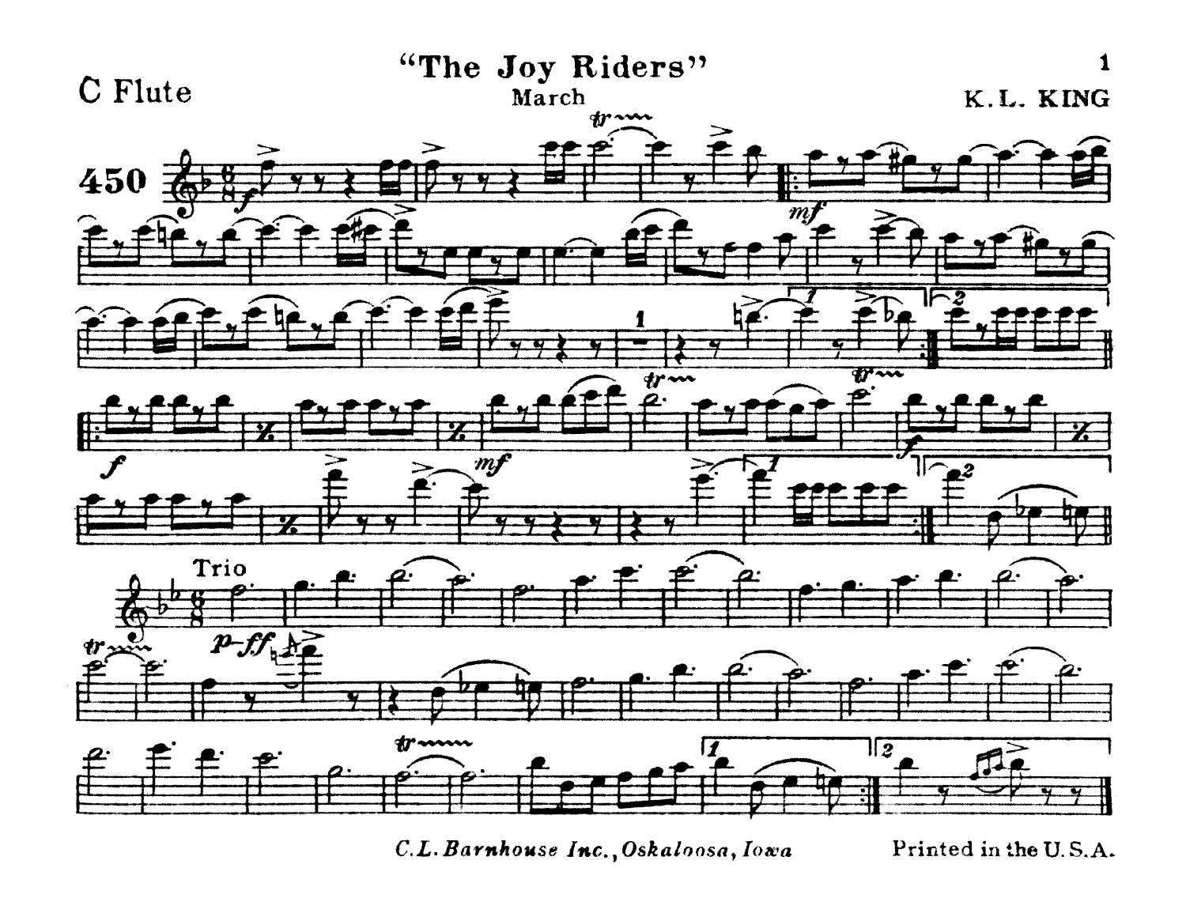# "The Joy Riders"

## March

C Flute

K. L. KING

450

Trio

*C.L. Barnhouse Inc., Oskaloosa, Iowa*

Printed in the U.S.A.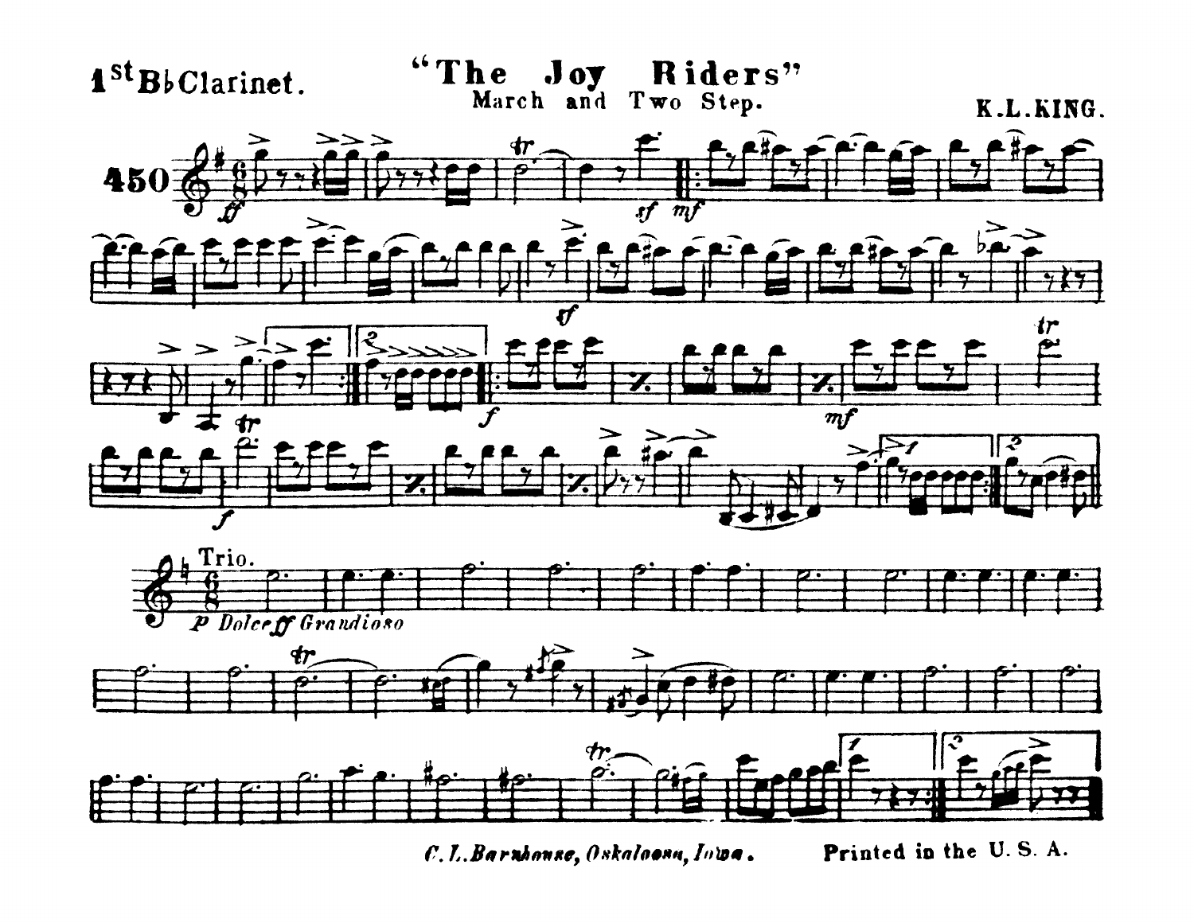1st B♭ Clarinet.

# "The Joy Riders"

March and Two Step.

K.L.KING.

450

Trio.

*P Dolce ff Grandioso*

*C. L. Barnhouse, Oskaloosa, Iowa.*

Printed in the U. S. A.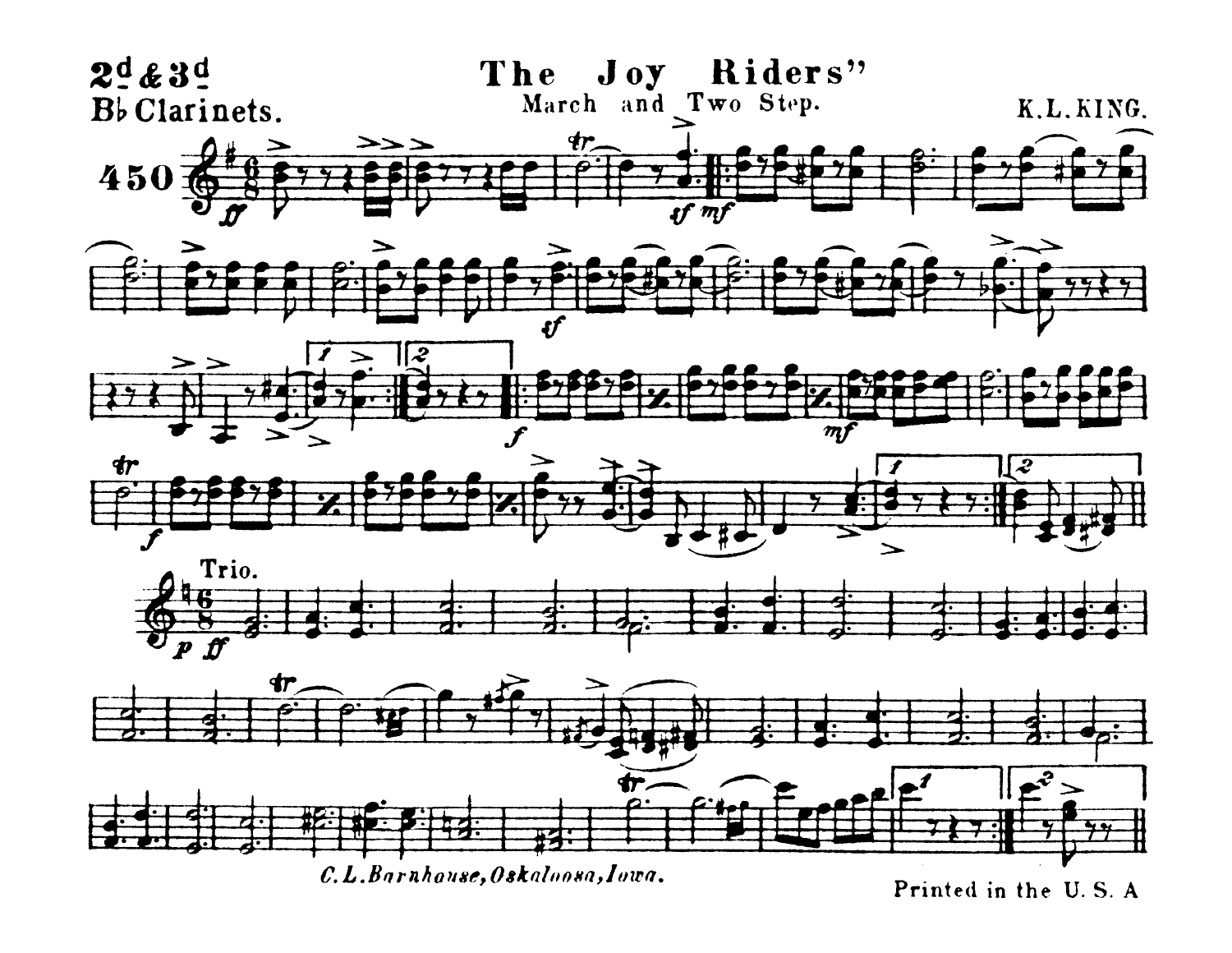**2d & 3d**

**B♭ Clarinets.**

**450**

# The Joy Riders"

March and Two Step.

K. L. KING.

Trio.

*C. L. Barnhouse, Oskaloosa, Iowa.*

Printed in the U. S. A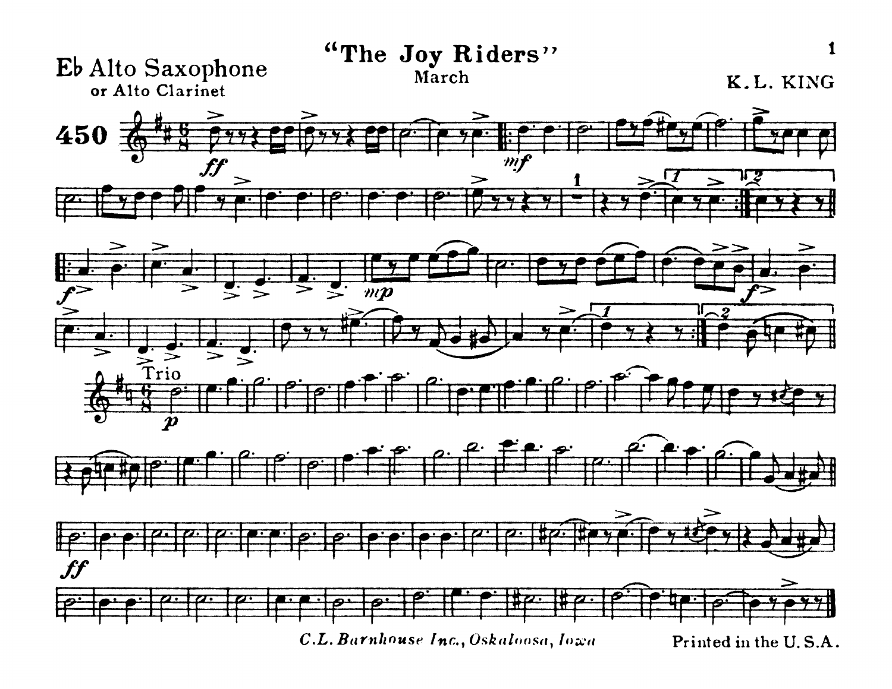# "The Joy Riders"

March

**E♭ Alto Saxophone**
or Alto Clarinet

K.L. KING

450

*C.L. Barnhouse Inc., Oskaloosa, Iowa*

Printed in the U.S.A.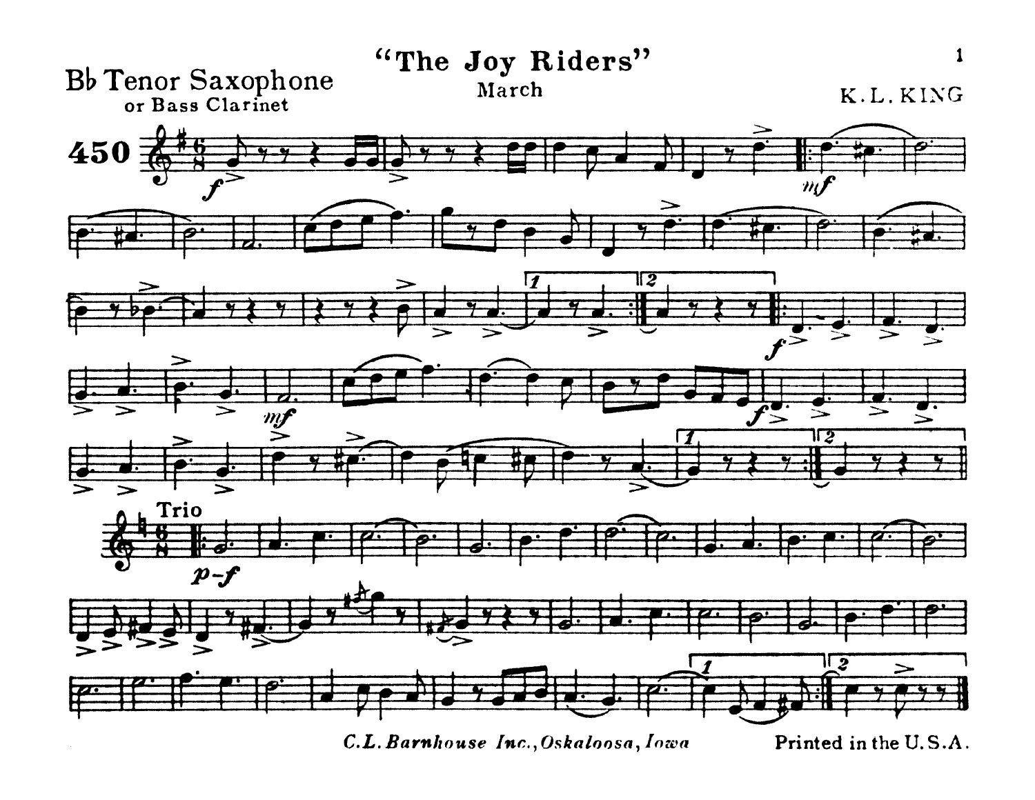# "The Joy Riders"

March

**Bb Tenor Saxophone**
or Bass Clarinet

K.L. KING

**450**

Trio

*C.L. Barnhouse Inc., Oskaloosa, Iowa*

Printed in the U.S.A.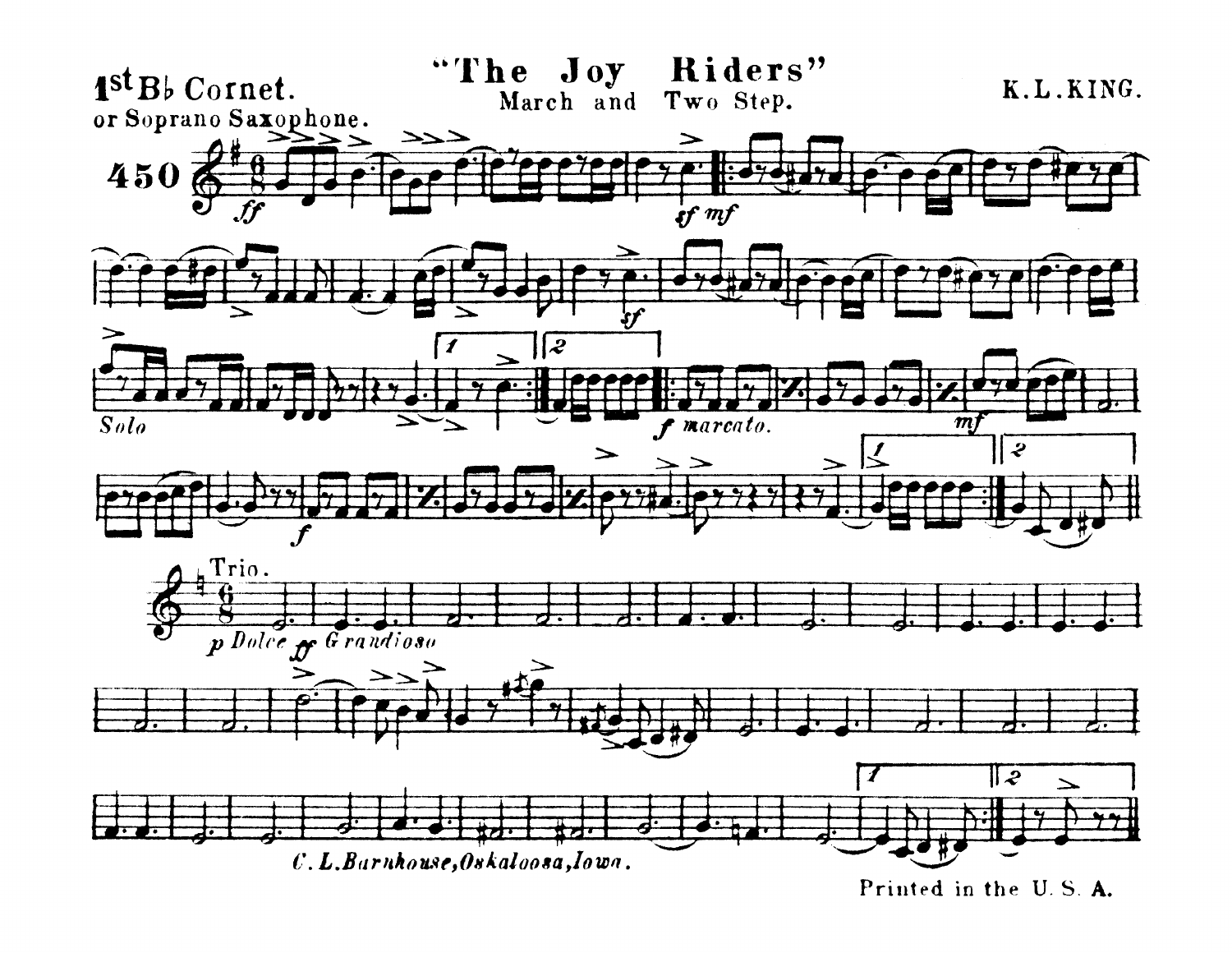**1st B♭ Cornet.**
or Soprano Saxophone.

# "The Joy Riders"

March and Two Step.

K. L. KING.

450

*ff* *sf* *mf* *sf* *Solo* *f marcato.* *mf* *f*

Trio.

*p Dolce* *ff Grandioso*

*C. L. Barnhouse, Oskaloosa, Iowa.*

Printed in the U. S. A.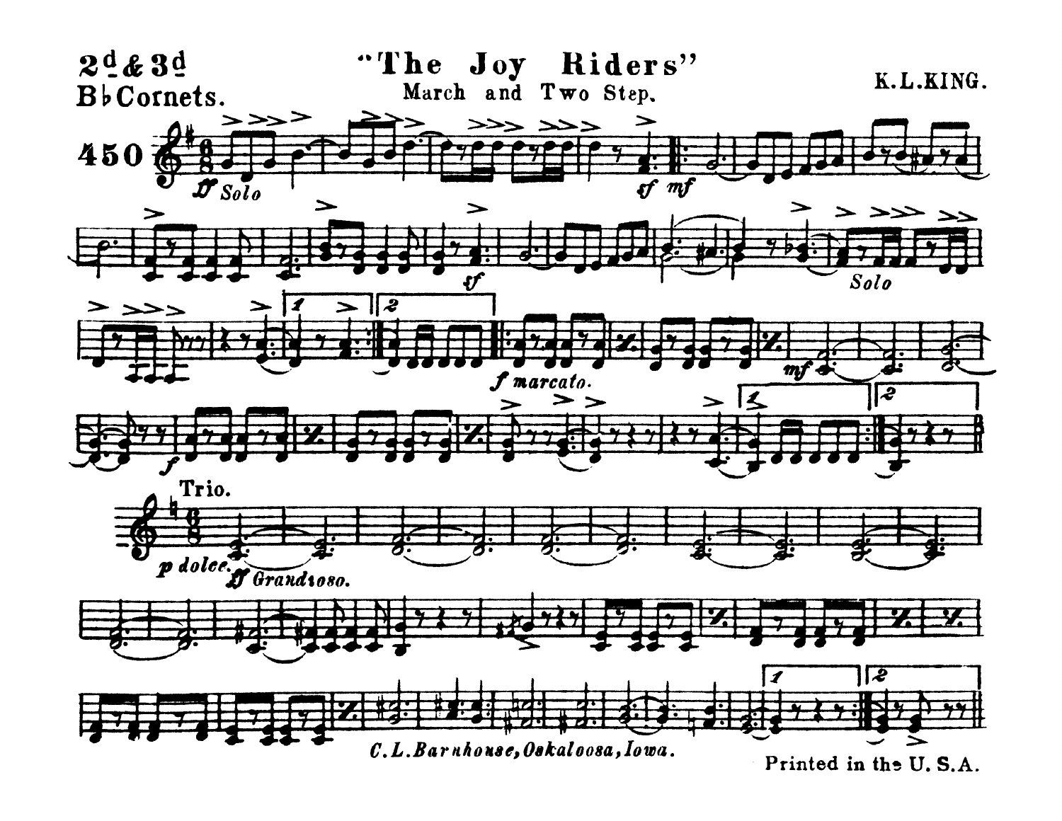2d & 3d Bb Cornets.

# "The Joy Riders"

March and Two Step.

K. L. KING.

450

*ff Solo* *sf* *mf* *sf* *Solo* *f marcato.* *mf* *f*

Trio.

*p dolce.* *ff Grandioso.*

*C. L. Barnhouse, Oskaloosa, Iowa.*

Printed in the U. S. A.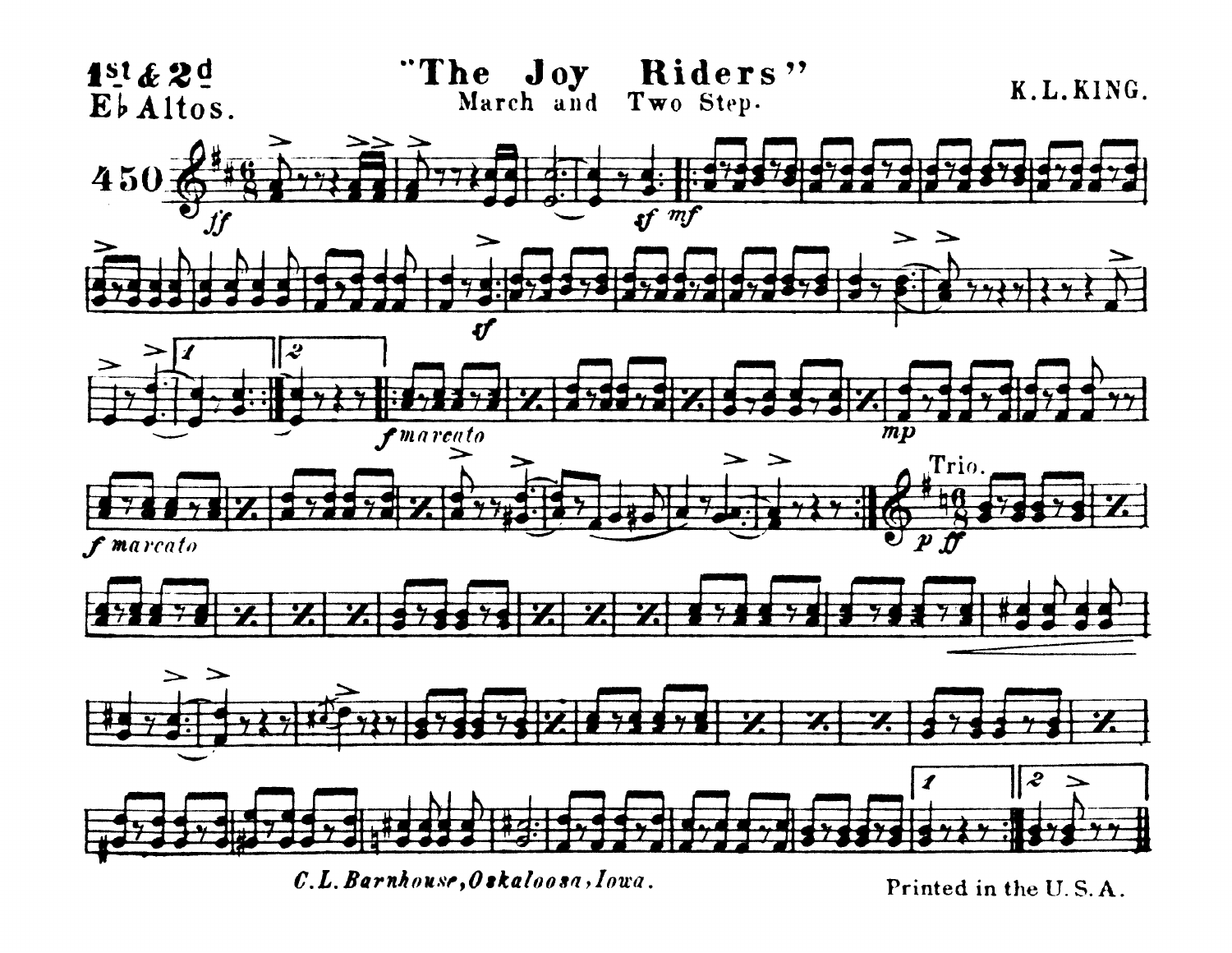**1st & 2d Eb Altos.**

# "The Joy Riders"

March and Two Step.

K. L. KING.

450

*ff* *sf* *mf* *sf* *f marcato* *mp* *f marcato*

Trio. *p ff*

*C. L. Barnhouse, Oskaloosa, Iowa.*

Printed in the U. S. A.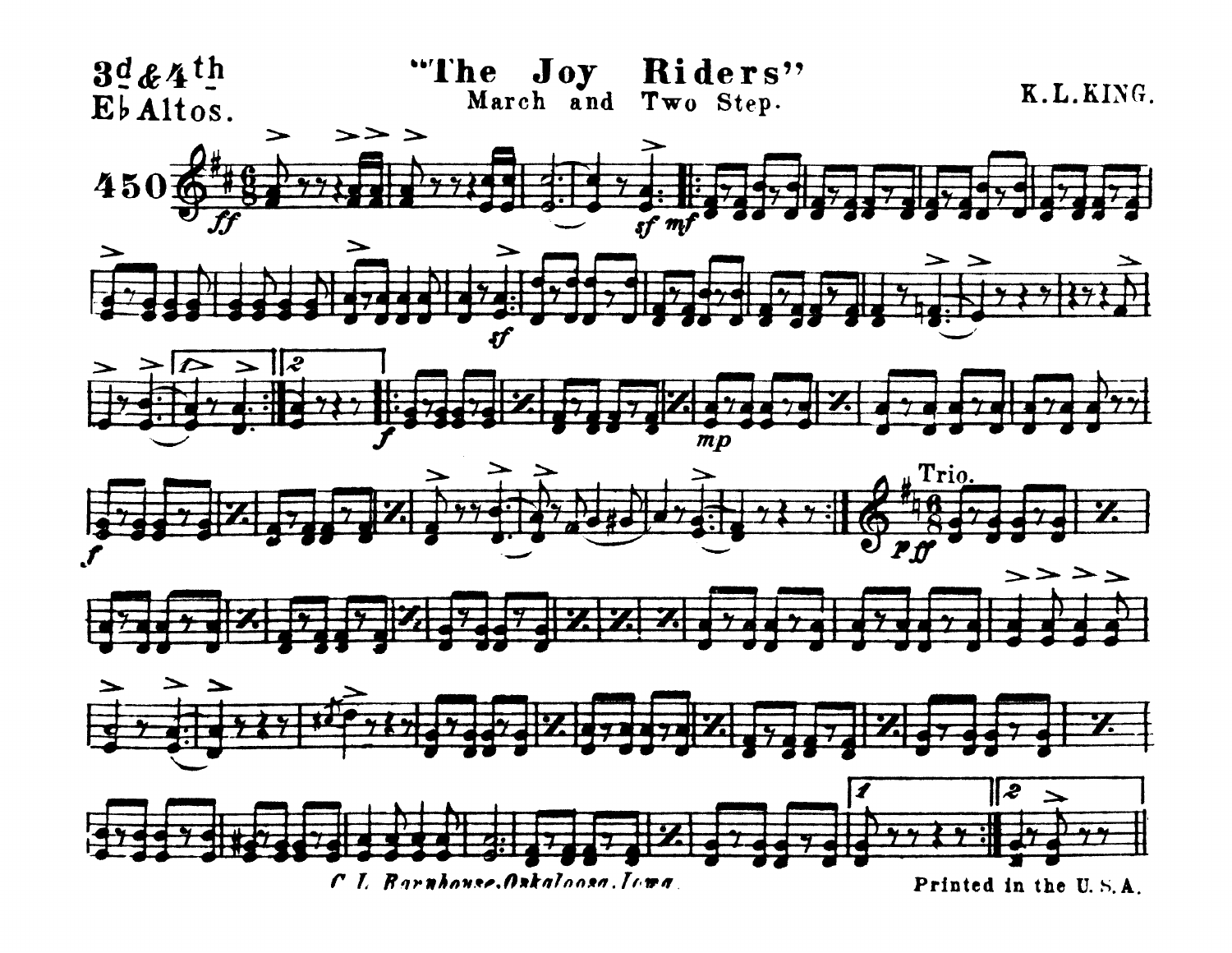3d & 4th Eb Altos.

# "The Joy Riders"

March and Two Step.

K. L. KING.

450

Trio.

C. L. Barnhouse, Oskaloosa, Iowa.

Printed in the U. S. A.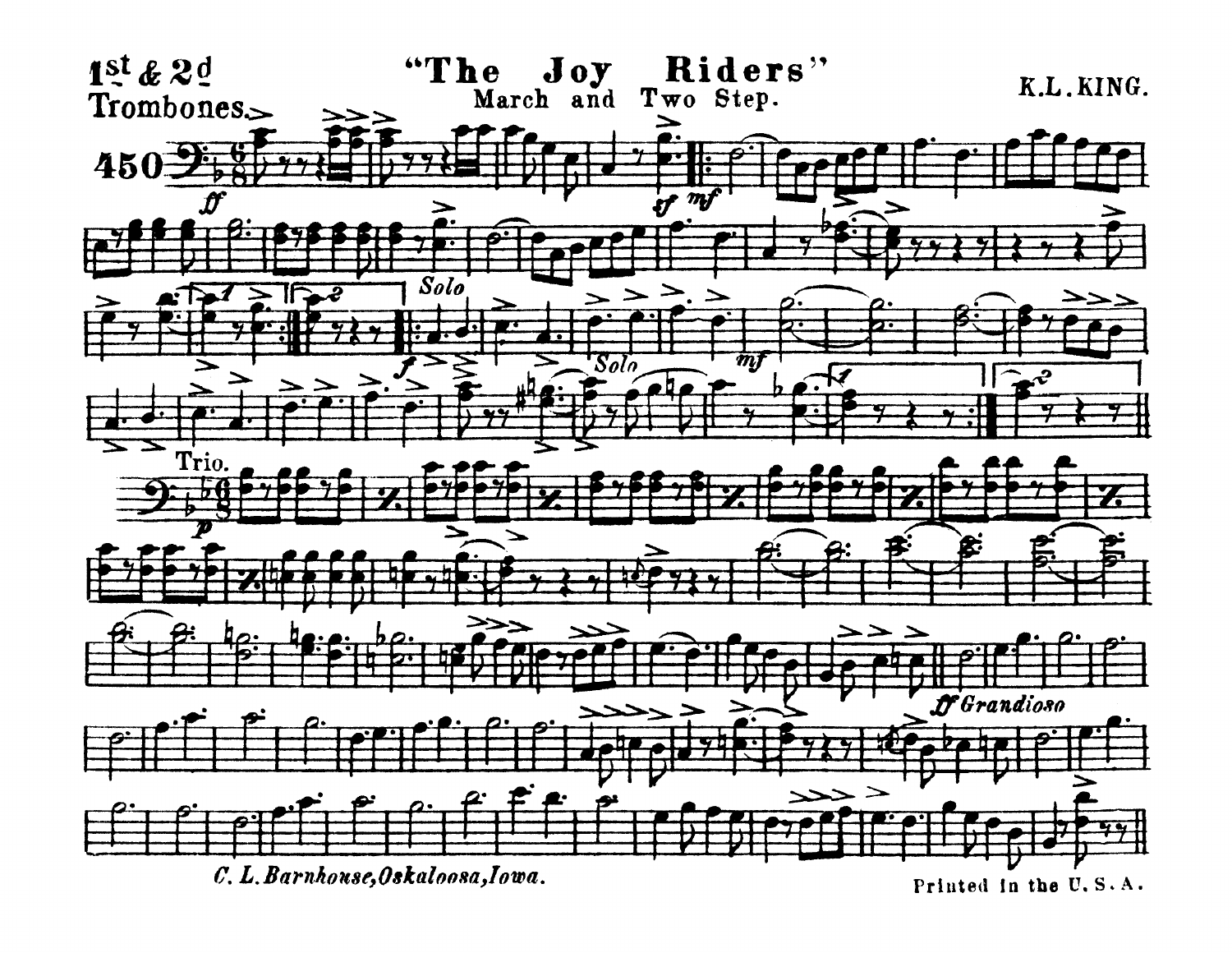1st & 2d Trombones

# "The Joy Riders"

March and Two Step.

K.L. KING.

450

ff

sf mf

Solo

f

Solo

mf

Trio.

p

ff Grandioso

*C. L. Barnhouse, Oskaloosa, Iowa.*

Printed in the U.S.A.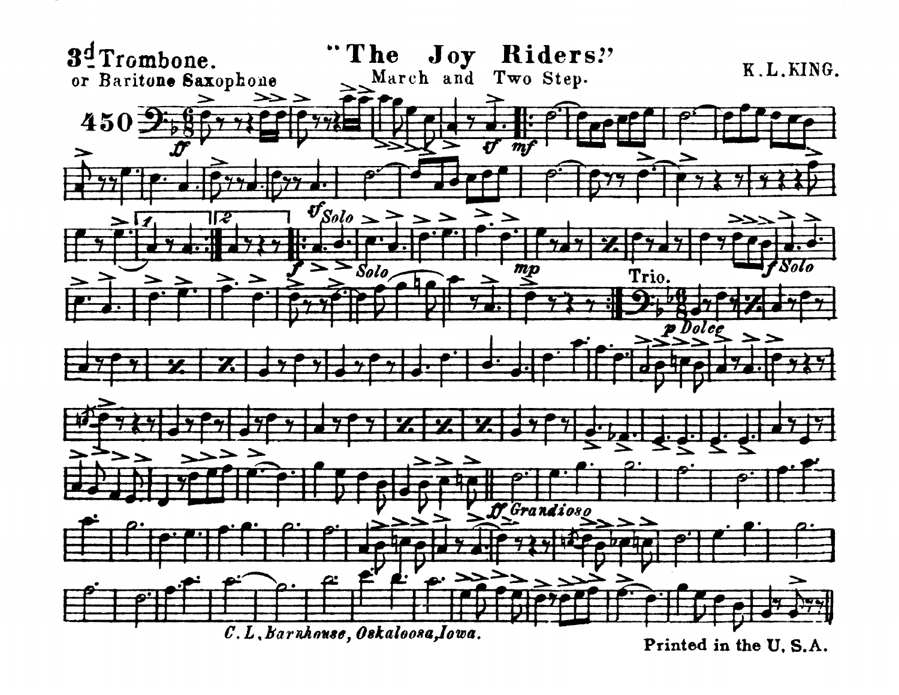**3d Trombone.**
or Baritone Saxophone

# "The Joy Riders."

March and Two Step.

K. L. KING.

450

C. L. Barnhouse, Oskaloosa, Iowa.

Printed in the U. S. A.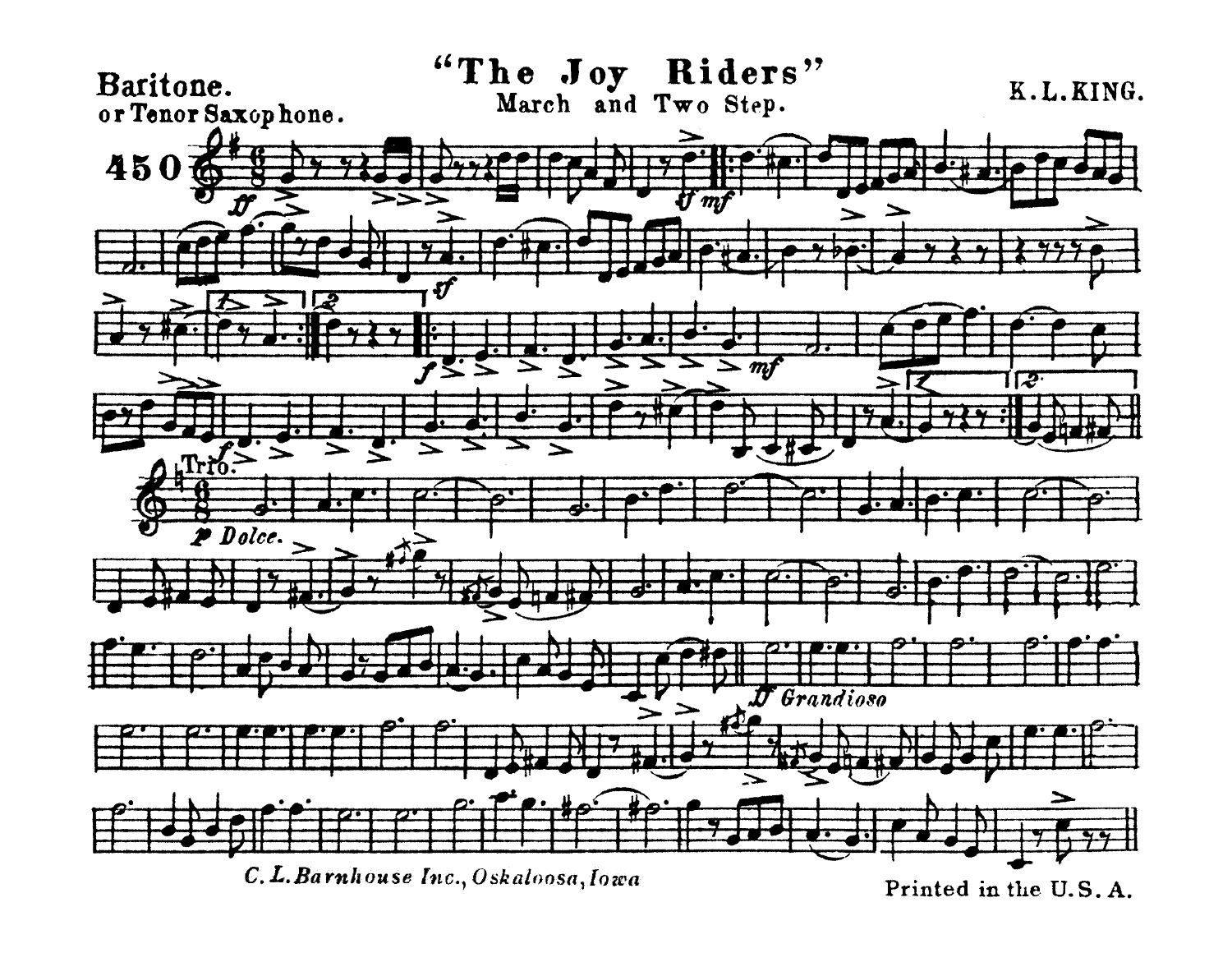Baritone.
or Tenor Saxophone.

# "The Joy Riders"

March and Two Step.

K. L. KING.

450

Trio.

*p Dolce.*

*ff Grandioso*

*C. L. Barnhouse Inc., Oskaloosa, Iowa*

Printed in the U. S. A.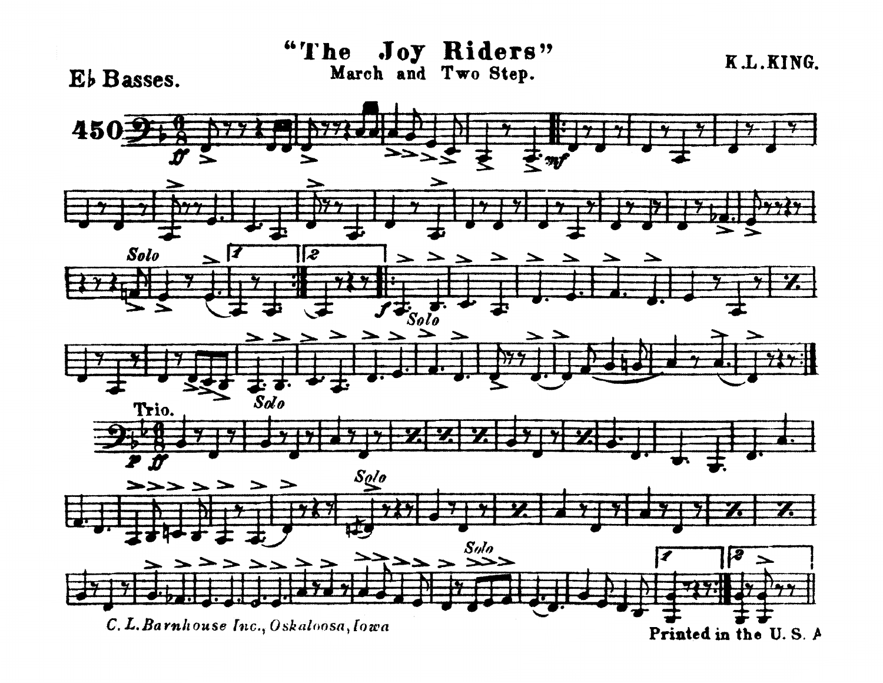# "The Joy Riders"

## March and Two Step.

**E♭ Basses.**

**K.L.KING.**

450

*C. L. Barnhouse Inc., Oskaloosa, Iowa*

**Printed in the U. S. A**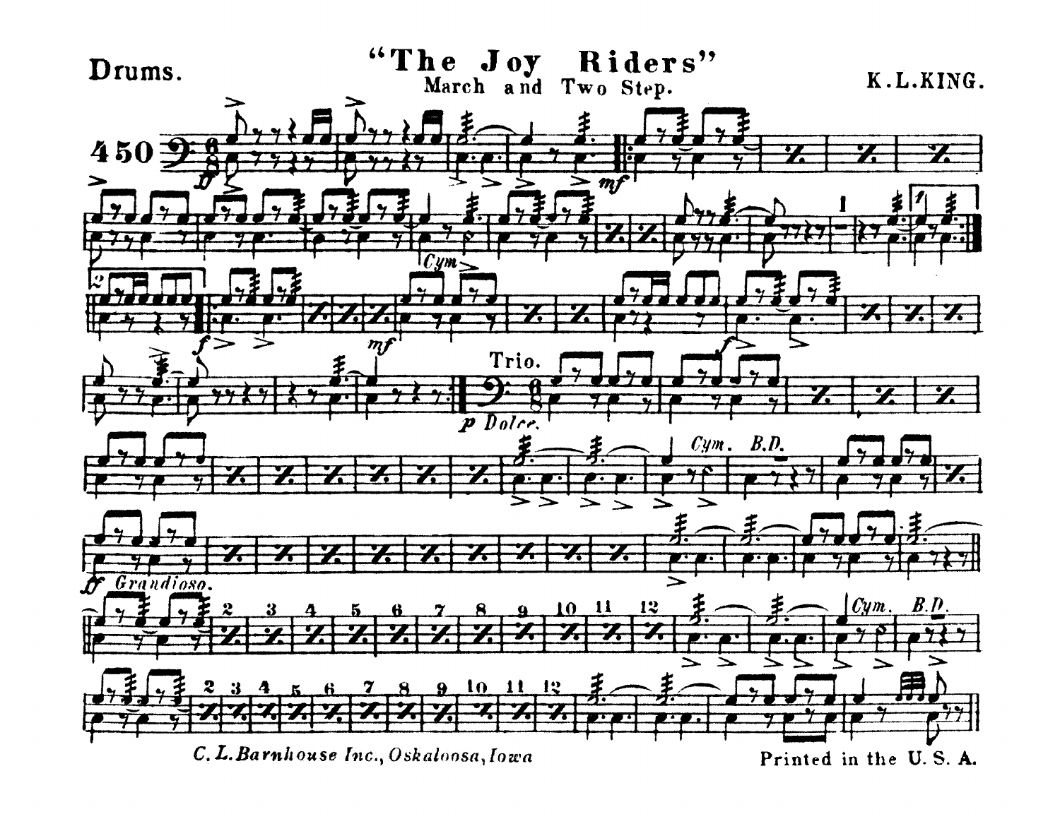Drums.

# "The Joy Riders"

March and Two Step.

K. L. KING.

450

C. L. Barnhouse Inc., Oskaloosa, Iowa

Printed in the U. S. A.